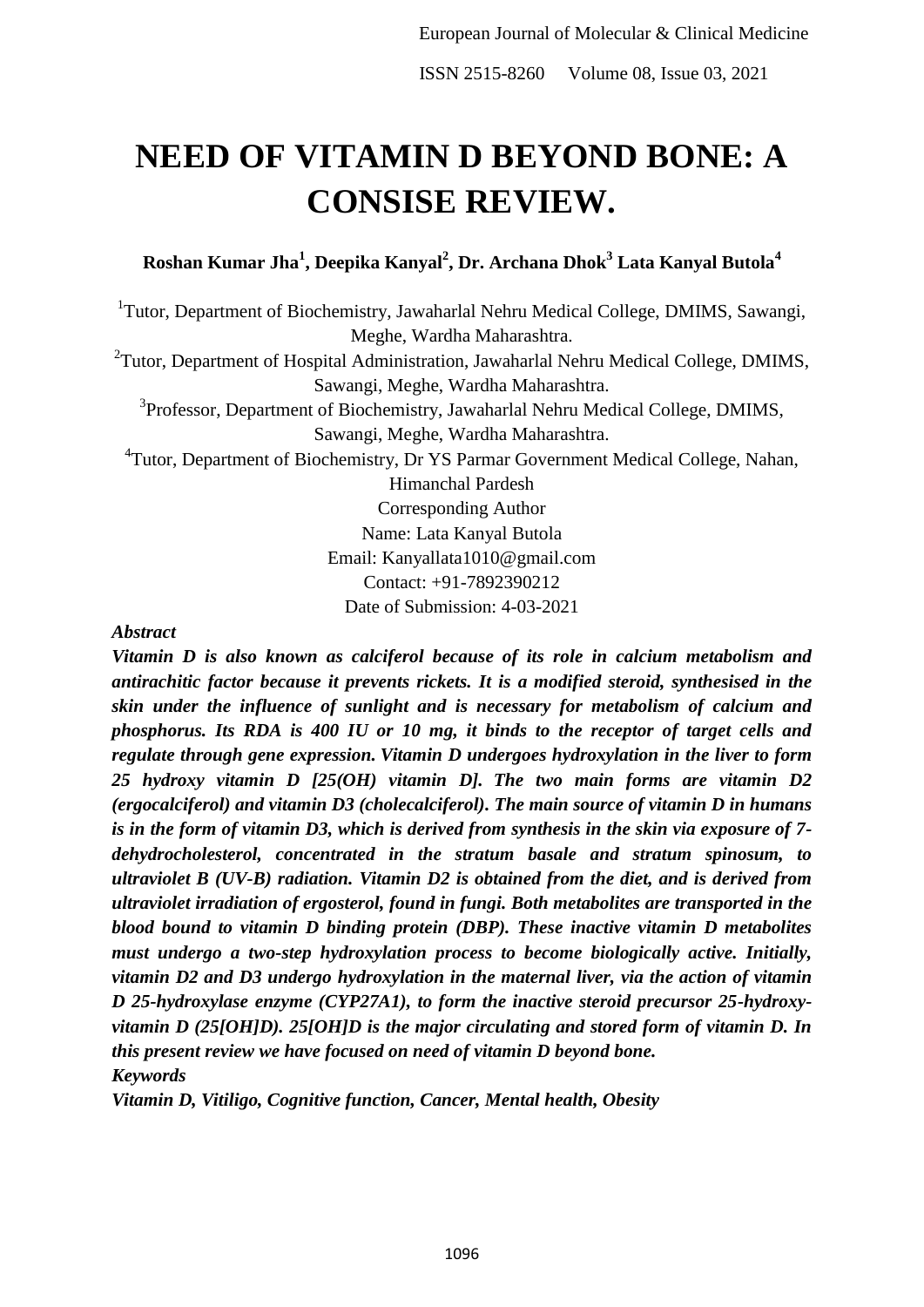# NEED OF VITAMIN D BEYOND BONE: A CONSISE REVIEW.

**Roshan Kumar Jha[1], Deepika Kanyal[2], Dr. Archana Dhok[3] Lata Kanyal Butola[4]**

[1]Tutor, Department of Biochemistry, Jawaharlal Nehru Medical College, DMIMS, Sawangi, Meghe, Wardha Maharashtra.

[2]Tutor, Department of Hospital Administration, Jawaharlal Nehru Medical College, DMIMS, Sawangi, Meghe, Wardha Maharashtra.

[3]Professor, Department of Biochemistry, Jawaharlal Nehru Medical College, DMIMS, Sawangi, Meghe, Wardha Maharashtra.

[4]Tutor, Department of Biochemistry, Dr YS Parmar Government Medical College, Nahan, Himanchal Pardesh

Corresponding Author
Name: Lata Kanyal Butola
Email: Kanyallata1010@gmail.com
Contact: +91-7892390212
Date of Submission: 4-03-2021

***Abstract***

***Vitamin D is also known as calciferol because of its role in calcium metabolism and antirachitic factor because it prevents rickets. It is a modified steroid, synthesised in the skin under the influence of sunlight and is necessary for metabolism of calcium and phosphorus. Its RDA is 400 IU or 10 mg, it binds to the receptor of target cells and regulate through gene expression. Vitamin D undergoes hydroxylation in the liver to form 25 hydroxy vitamin D [25(OH) vitamin D]. The two main forms are vitamin D2 (ergocalciferol) and vitamin D3 (cholecalciferol). The main source of vitamin D in humans is in the form of vitamin D3, which is derived from synthesis in the skin via exposure of 7-dehydrocholesterol, concentrated in the stratum basale and stratum spinosum, to ultraviolet B (UV-B) radiation. Vitamin D2 is obtained from the diet, and is derived from ultraviolet irradiation of ergosterol, found in fungi. Both metabolites are transported in the blood bound to vitamin D binding protein (DBP). These inactive vitamin D metabolites must undergo a two-step hydroxylation process to become biologically active. Initially, vitamin D2 and D3 undergo hydroxylation in the maternal liver, via the action of vitamin D 25-hydroxylase enzyme (CYP27A1), to form the inactive steroid precursor 25-hydroxy-vitamin D (25[OH]D). 25[OH]D is the major circulating and stored form of vitamin D. In this present review we have focused on need of vitamin D beyond bone.***

***Keywords***

***Vitamin D, Vitiligo, Cognitive function, Cancer, Mental health, Obesity***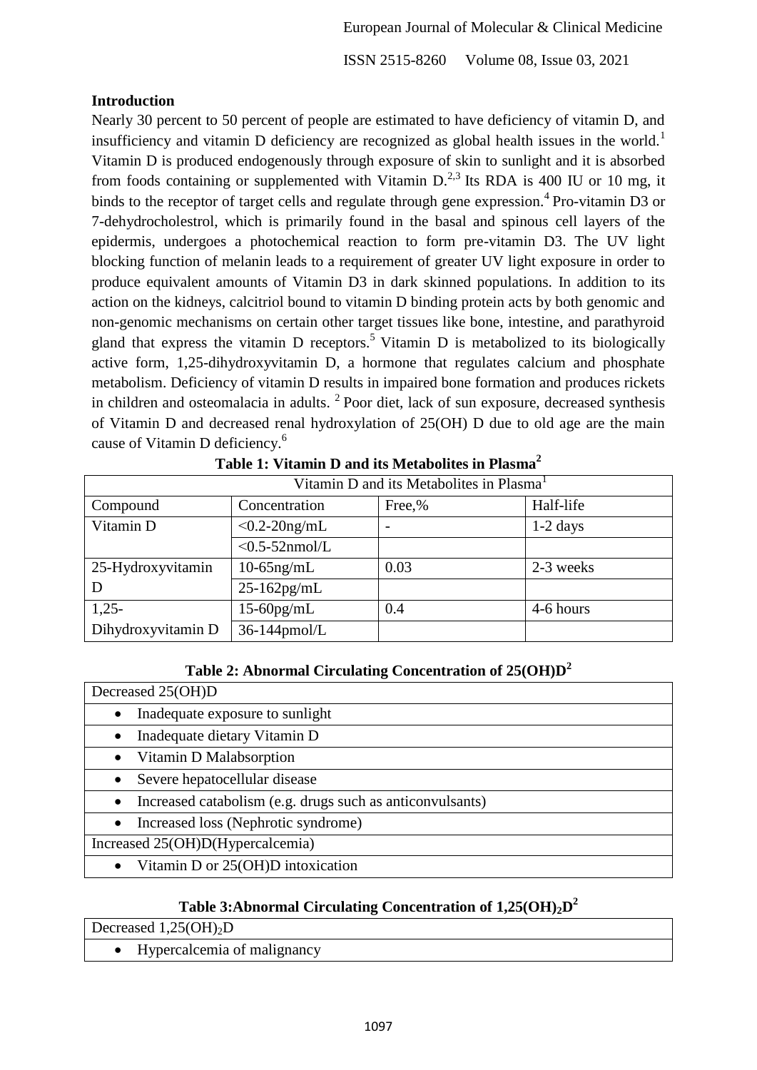## Introduction

Nearly 30 percent to 50 percent of people are estimated to have deficiency of vitamin D, and insufficiency and vitamin D deficiency are recognized as global health issues in the world.[1] Vitamin D is produced endogenously through exposure of skin to sunlight and it is absorbed from foods containing or supplemented with Vitamin D.[2,3] Its RDA is 400 IU or 10 mg, it binds to the receptor of target cells and regulate through gene expression.[4] Pro-vitamin D3 or 7-dehydrocholestrol, which is primarily found in the basal and spinous cell layers of the epidermis, undergoes a photochemical reaction to form pre-vitamin D3. The UV light blocking function of melanin leads to a requirement of greater UV light exposure in order to produce equivalent amounts of Vitamin D3 in dark skinned populations. In addition to its action on the kidneys, calcitriol bound to vitamin D binding protein acts by both genomic and non-genomic mechanisms on certain other target tissues like bone, intestine, and parathyroid gland that express the vitamin D receptors.[5] Vitamin D is metabolized to its biologically active form, 1,25-dihydroxyvitamin D, a hormone that regulates calcium and phosphate metabolism. Deficiency of vitamin D results in impaired bone formation and produces rickets in children and osteomalacia in adults. [2] Poor diet, lack of sun exposure, decreased synthesis of Vitamin D and decreased renal hydroxylation of 25(OH) D due to old age are the main cause of Vitamin D deficiency.[6]

**Table 1: Vitamin D and its Metabolites in Plasma[2]**

| Vitamin D and its Metabolites in Plasma[1] | | | |
|---|---|---|---|
| Compound | Concentration | Free,% | Half-life |
| Vitamin D | <0.2-20ng/mL | - | 1-2 days |
| | <0.5-52nmol/L | | |
| 25-Hydroxyvitamin D | 10-65ng/mL | 0.03 | 2-3 weeks |
| | 25-162pg/mL | | |
| 1,25-Dihydroxyvitamin D | 15-60pg/mL | 0.4 | 4-6 hours |
| | 36-144pmol/L | | |

**Table 2: Abnormal Circulating Concentration of 25(OH)D[2]**

| Decreased 25(OH)D |
|---|
| • Inadequate exposure to sunlight |
| • Inadequate dietary Vitamin D |
| • Vitamin D Malabsorption |
| • Severe hepatocellular disease |
| • Increased catabolism (e.g. drugs such as anticonvulsants) |
| • Increased loss (Nephrotic syndrome) |
| Increased 25(OH)D(Hypercalcemia) |
| • Vitamin D or 25(OH)D intoxication |

**Table 3:Abnormal Circulating Concentration of $1,25(OH)_2D$[2]**

| Decreased $1,25(OH)_2D$ |
|---|
| • Hypercalcemia of malignancy |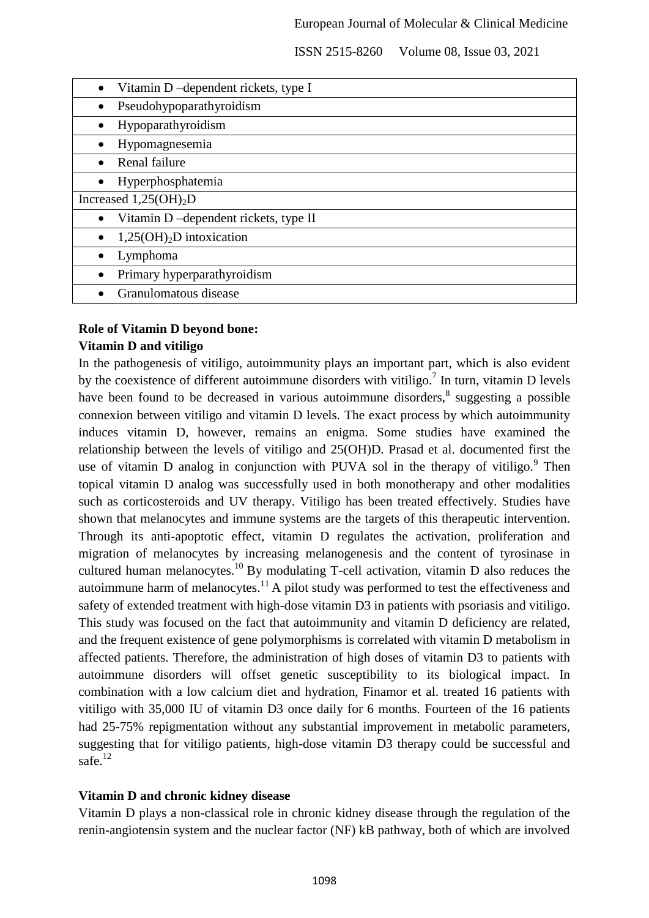| |
|---|
| • Vitamin D –dependent rickets, type I |
| • Pseudohypoparathyroidism |
| • Hypoparathyroidism |
| • Hypomagnesemia |
| • Renal failure |
| • Hyperphosphatemia |
| Increased $1,25(OH)_2D$ |
| • Vitamin D –dependent rickets, type II |
| • $1,25(OH)_2D$ intoxication |
| • Lymphoma |
| • Primary hyperparathyroidism |
| • Granulomatous disease |

**Role of Vitamin D beyond bone:**

**Vitamin D and vitiligo**

In the pathogenesis of vitiligo, autoimmunity plays an important part, which is also evident by the coexistence of different autoimmune disorders with vitiligo.[7] In turn, vitamin D levels have been found to be decreased in various autoimmune disorders,[8] suggesting a possible connexion between vitiligo and vitamin D levels. The exact process by which autoimmunity induces vitamin D, however, remains an enigma. Some studies have examined the relationship between the levels of vitiligo and 25(OH)D. Prasad et al. documented first the use of vitamin D analog in conjunction with PUVA sol in the therapy of vitiligo.[9] Then topical vitamin D analog was successfully used in both monotherapy and other modalities such as corticosteroids and UV therapy. Vitiligo has been treated effectively. Studies have shown that melanocytes and immune systems are the targets of this therapeutic intervention. Through its anti-apoptotic effect, vitamin D regulates the activation, proliferation and migration of melanocytes by increasing melanogenesis and the content of tyrosinase in cultured human melanocytes.[10] By modulating T-cell activation, vitamin D also reduces the autoimmune harm of melanocytes.[11] A pilot study was performed to test the effectiveness and safety of extended treatment with high-dose vitamin D3 in patients with psoriasis and vitiligo. This study was focused on the fact that autoimmunity and vitamin D deficiency are related, and the frequent existence of gene polymorphisms is correlated with vitamin D metabolism in affected patients. Therefore, the administration of high doses of vitamin D3 to patients with autoimmune disorders will offset genetic susceptibility to its biological impact. In combination with a low calcium diet and hydration, Finamor et al. treated 16 patients with vitiligo with 35,000 IU of vitamin D3 once daily for 6 months. Fourteen of the 16 patients had 25-75% repigmentation without any substantial improvement in metabolic parameters, suggesting that for vitiligo patients, high-dose vitamin D3 therapy could be successful and safe.[12]

**Vitamin D and chronic kidney disease**

Vitamin D plays a non-classical role in chronic kidney disease through the regulation of the renin-angiotensin system and the nuclear factor (NF) kB pathway, both of which are involved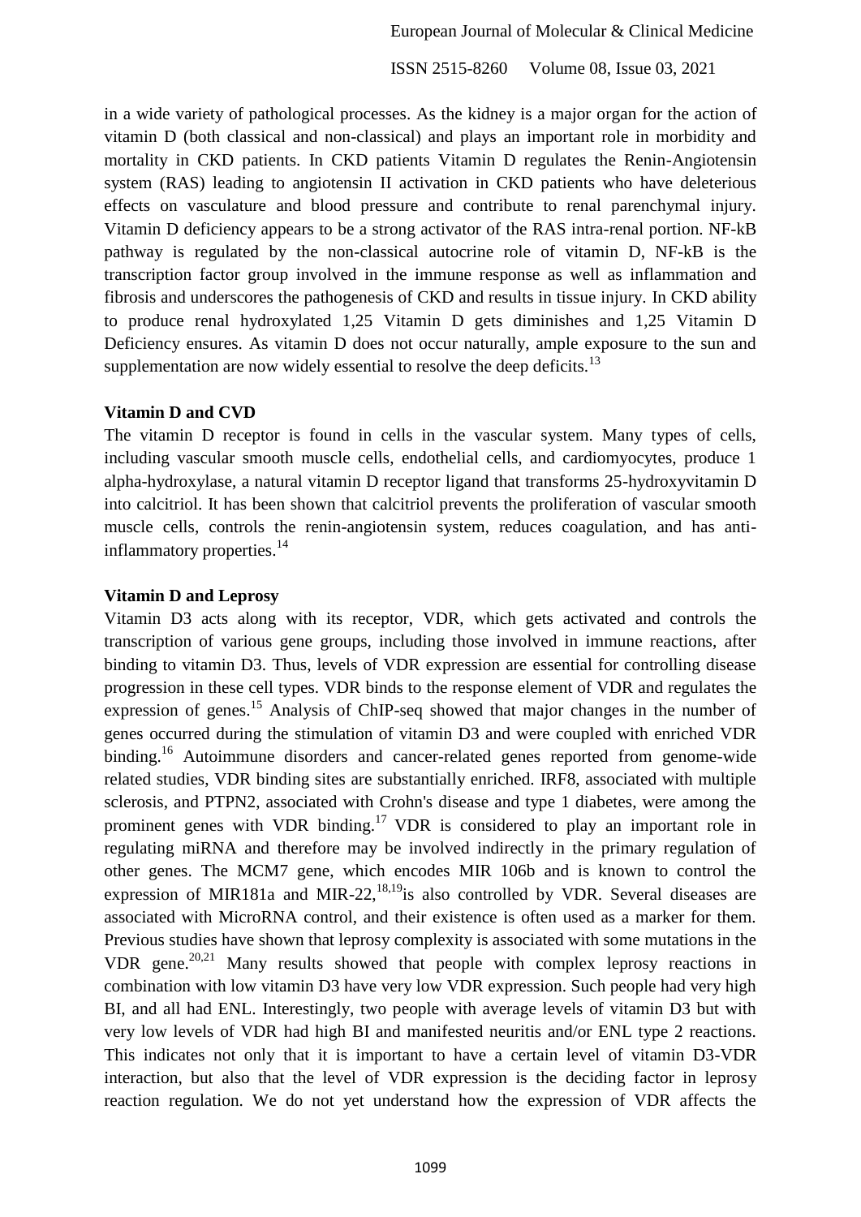in a wide variety of pathological processes. As the kidney is a major organ for the action of vitamin D (both classical and non-classical) and plays an important role in morbidity and mortality in CKD patients. In CKD patients Vitamin D regulates the Renin-Angiotensin system (RAS) leading to angiotensin II activation in CKD patients who have deleterious effects on vasculature and blood pressure and contribute to renal parenchymal injury. Vitamin D deficiency appears to be a strong activator of the RAS intra-renal portion. NF-kB pathway is regulated by the non-classical autocrine role of vitamin D, NF-kB is the transcription factor group involved in the immune response as well as inflammation and fibrosis and underscores the pathogenesis of CKD and results in tissue injury. In CKD ability to produce renal hydroxylated 1,25 Vitamin D gets diminishes and 1,25 Vitamin D Deficiency ensures. As vitamin D does not occur naturally, ample exposure to the sun and supplementation are now widely essential to resolve the deep deficits.[13]

**Vitamin D and CVD**

The vitamin D receptor is found in cells in the vascular system. Many types of cells, including vascular smooth muscle cells, endothelial cells, and cardiomyocytes, produce 1 alpha-hydroxylase, a natural vitamin D receptor ligand that transforms 25-hydroxyvitamin D into calcitriol. It has been shown that calcitriol prevents the proliferation of vascular smooth muscle cells, controls the renin-angiotensin system, reduces coagulation, and has anti-inflammatory properties.[14]

**Vitamin D and Leprosy**

Vitamin D3 acts along with its receptor, VDR, which gets activated and controls the transcription of various gene groups, including those involved in immune reactions, after binding to vitamin D3. Thus, levels of VDR expression are essential for controlling disease progression in these cell types. VDR binds to the response element of VDR and regulates the expression of genes.[15] Analysis of ChIP-seq showed that major changes in the number of genes occurred during the stimulation of vitamin D3 and were coupled with enriched VDR binding.[16] Autoimmune disorders and cancer-related genes reported from genome-wide related studies, VDR binding sites are substantially enriched. IRF8, associated with multiple sclerosis, and PTPN2, associated with Crohn's disease and type 1 diabetes, were among the prominent genes with VDR binding.[17] VDR is considered to play an important role in regulating miRNA and therefore may be involved indirectly in the primary regulation of other genes. The MCM7 gene, which encodes MIR 106b and is known to control the expression of MIR181a and MIR-22,[18,19]is also controlled by VDR. Several diseases are associated with MicroRNA control, and their existence is often used as a marker for them. Previous studies have shown that leprosy complexity is associated with some mutations in the VDR gene.[20,21] Many results showed that people with complex leprosy reactions in combination with low vitamin D3 have very low VDR expression. Such people had very high BI, and all had ENL. Interestingly, two people with average levels of vitamin D3 but with very low levels of VDR had high BI and manifested neuritis and/or ENL type 2 reactions. This indicates not only that it is important to have a certain level of vitamin D3-VDR interaction, but also that the level of VDR expression is the deciding factor in leprosy reaction regulation. We do not yet understand how the expression of VDR affects the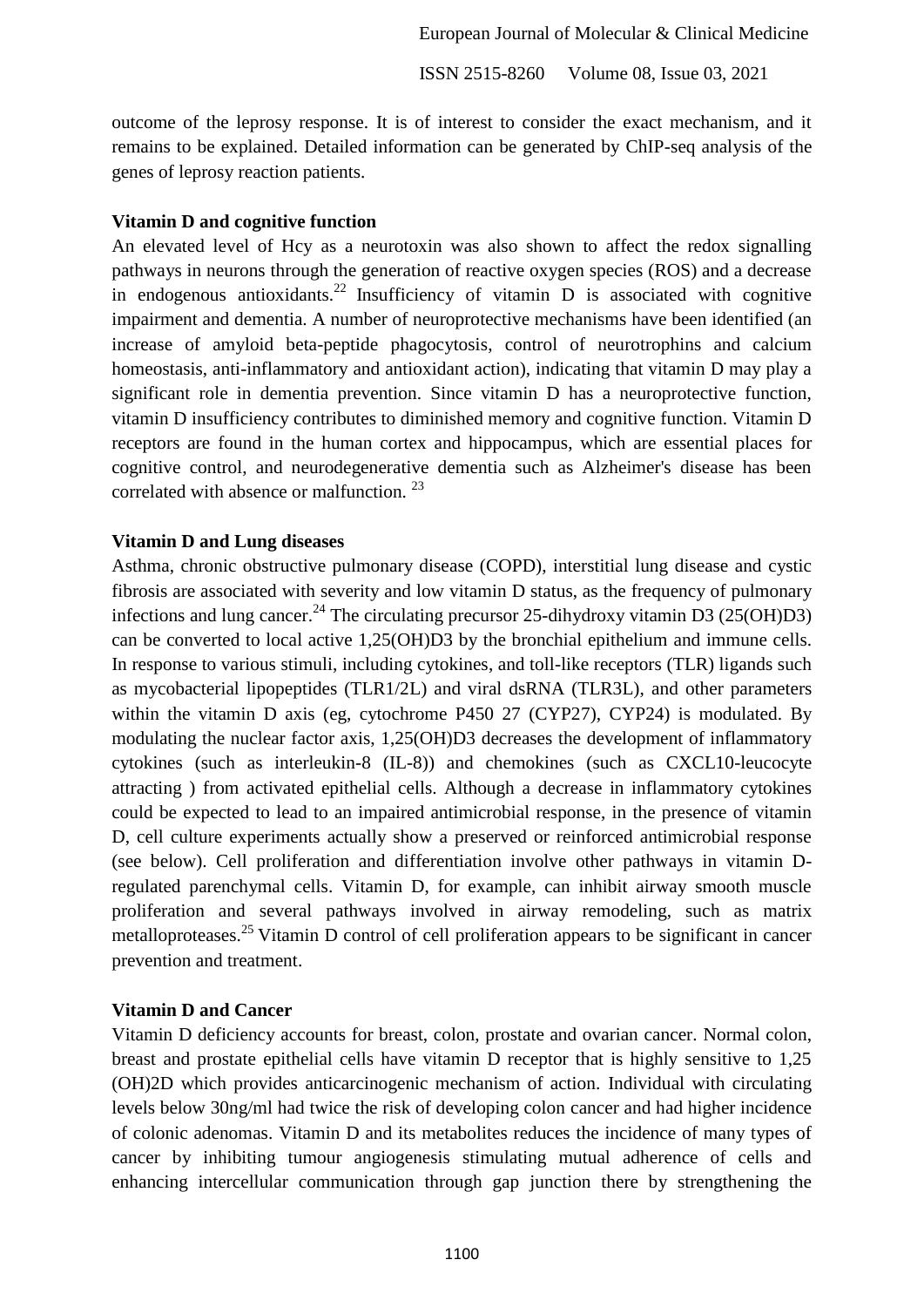outcome of the leprosy response. It is of interest to consider the exact mechanism, and it remains to be explained. Detailed information can be generated by ChIP-seq analysis of the genes of leprosy reaction patients.

**Vitamin D and cognitive function**

An elevated level of Hcy as a neurotoxin was also shown to affect the redox signalling pathways in neurons through the generation of reactive oxygen species (ROS) and a decrease in endogenous antioxidants.[22] Insufficiency of vitamin D is associated with cognitive impairment and dementia. A number of neuroprotective mechanisms have been identified (an increase of amyloid beta-peptide phagocytosis, control of neurotrophins and calcium homeostasis, anti-inflammatory and antioxidant action), indicating that vitamin D may play a significant role in dementia prevention. Since vitamin D has a neuroprotective function, vitamin D insufficiency contributes to diminished memory and cognitive function. Vitamin D receptors are found in the human cortex and hippocampus, which are essential places for cognitive control, and neurodegenerative dementia such as Alzheimer's disease has been correlated with absence or malfunction. [23]

**Vitamin D and Lung diseases**

Asthma, chronic obstructive pulmonary disease (COPD), interstitial lung disease and cystic fibrosis are associated with severity and low vitamin D status, as the frequency of pulmonary infections and lung cancer.[24] The circulating precursor 25-dihydroxy vitamin D3 (25(OH)D3) can be converted to local active 1,25(OH)D3 by the bronchial epithelium and immune cells. In response to various stimuli, including cytokines, and toll-like receptors (TLR) ligands such as mycobacterial lipopeptides (TLR1/2L) and viral dsRNA (TLR3L), and other parameters within the vitamin D axis (eg, cytochrome P450 27 (CYP27), CYP24) is modulated. By modulating the nuclear factor axis, 1,25(OH)D3 decreases the development of inflammatory cytokines (such as interleukin-8 (IL-8)) and chemokines (such as CXCL10-leucocyte attracting ) from activated epithelial cells. Although a decrease in inflammatory cytokines could be expected to lead to an impaired antimicrobial response, in the presence of vitamin D, cell culture experiments actually show a preserved or reinforced antimicrobial response (see below). Cell proliferation and differentiation involve other pathways in vitamin D-regulated parenchymal cells. Vitamin D, for example, can inhibit airway smooth muscle proliferation and several pathways involved in airway remodeling, such as matrix metalloproteases.[25] Vitamin D control of cell proliferation appears to be significant in cancer prevention and treatment.

**Vitamin D and Cancer**

Vitamin D deficiency accounts for breast, colon, prostate and ovarian cancer. Normal colon, breast and prostate epithelial cells have vitamin D receptor that is highly sensitive to 1,25 (OH)2D which provides anticarcinogenic mechanism of action. Individual with circulating levels below 30ng/ml had twice the risk of developing colon cancer and had higher incidence of colonic adenomas. Vitamin D and its metabolites reduces the incidence of many types of cancer by inhibiting tumour angiogenesis stimulating mutual adherence of cells and enhancing intercellular communication through gap junction there by strengthening the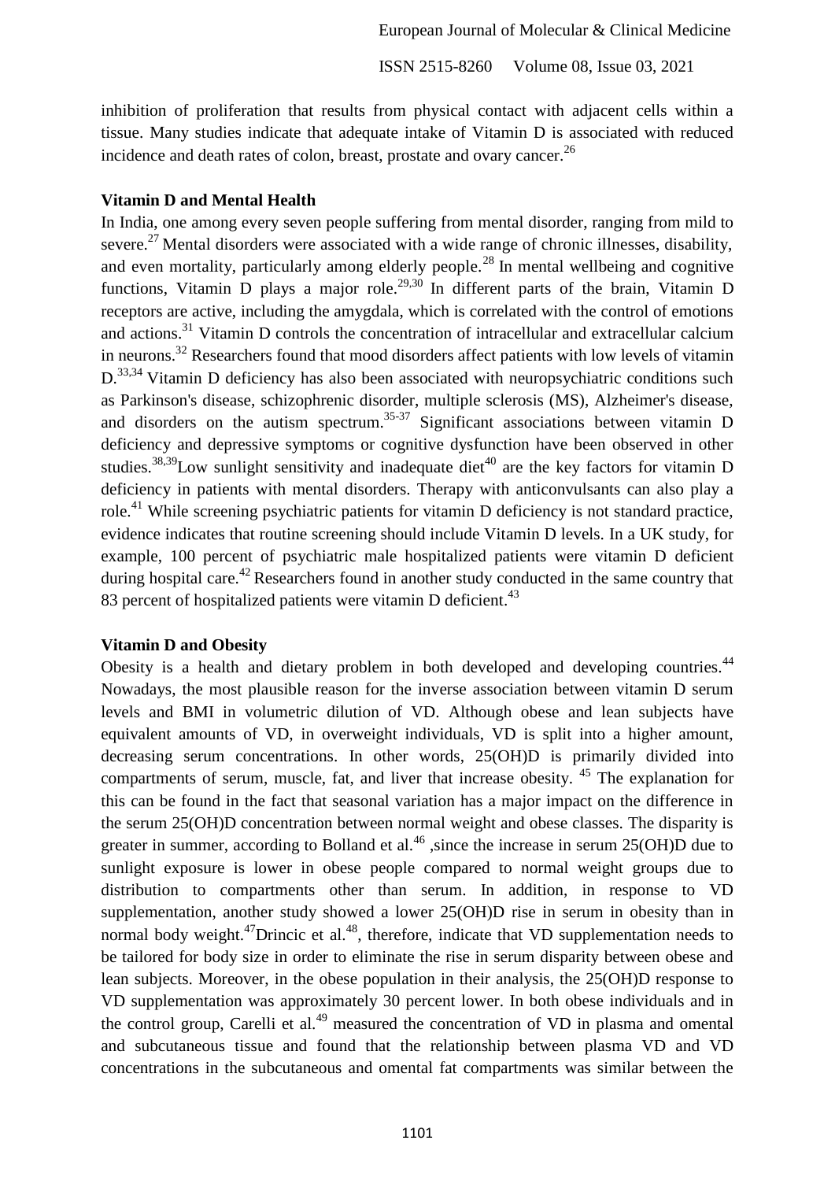inhibition of proliferation that results from physical contact with adjacent cells within a tissue. Many studies indicate that adequate intake of Vitamin D is associated with reduced incidence and death rates of colon, breast, prostate and ovary cancer.[26]

**Vitamin D and Mental Health**

In India, one among every seven people suffering from mental disorder, ranging from mild to severe.[27] Mental disorders were associated with a wide range of chronic illnesses, disability, and even mortality, particularly among elderly people.[28] In mental wellbeing and cognitive functions, Vitamin D plays a major role.[29,30] In different parts of the brain, Vitamin D receptors are active, including the amygdala, which is correlated with the control of emotions and actions.[31] Vitamin D controls the concentration of intracellular and extracellular calcium in neurons.[32] Researchers found that mood disorders affect patients with low levels of vitamin D.[33,34] Vitamin D deficiency has also been associated with neuropsychiatric conditions such as Parkinson's disease, schizophrenic disorder, multiple sclerosis (MS), Alzheimer's disease, and disorders on the autism spectrum.[35-37] Significant associations between vitamin D deficiency and depressive symptoms or cognitive dysfunction have been observed in other studies.[38,39]Low sunlight sensitivity and inadequate diet[40] are the key factors for vitamin D deficiency in patients with mental disorders. Therapy with anticonvulsants can also play a role.[41] While screening psychiatric patients for vitamin D deficiency is not standard practice, evidence indicates that routine screening should include Vitamin D levels. In a UK study, for example, 100 percent of psychiatric male hospitalized patients were vitamin D deficient during hospital care.[42] Researchers found in another study conducted in the same country that 83 percent of hospitalized patients were vitamin D deficient.[43]

**Vitamin D and Obesity**

Obesity is a health and dietary problem in both developed and developing countries.[44] Nowadays, the most plausible reason for the inverse association between vitamin D serum levels and BMI in volumetric dilution of VD. Although obese and lean subjects have equivalent amounts of VD, in overweight individuals, VD is split into a higher amount, decreasing serum concentrations. In other words, 25(OH)D is primarily divided into compartments of serum, muscle, fat, and liver that increase obesity. [45] The explanation for this can be found in the fact that seasonal variation has a major impact on the difference in the serum 25(OH)D concentration between normal weight and obese classes. The disparity is greater in summer, according to Bolland et al.[46] ,since the increase in serum 25(OH)D due to sunlight exposure is lower in obese people compared to normal weight groups due to distribution to compartments other than serum. In addition, in response to VD supplementation, another study showed a lower 25(OH)D rise in serum in obesity than in normal body weight.[47]Drincic et al.[48], therefore, indicate that VD supplementation needs to be tailored for body size in order to eliminate the rise in serum disparity between obese and lean subjects. Moreover, in the obese population in their analysis, the 25(OH)D response to VD supplementation was approximately 30 percent lower. In both obese individuals and in the control group, Carelli et al.[49] measured the concentration of VD in plasma and omental and subcutaneous tissue and found that the relationship between plasma VD and VD concentrations in the subcutaneous and omental fat compartments was similar between the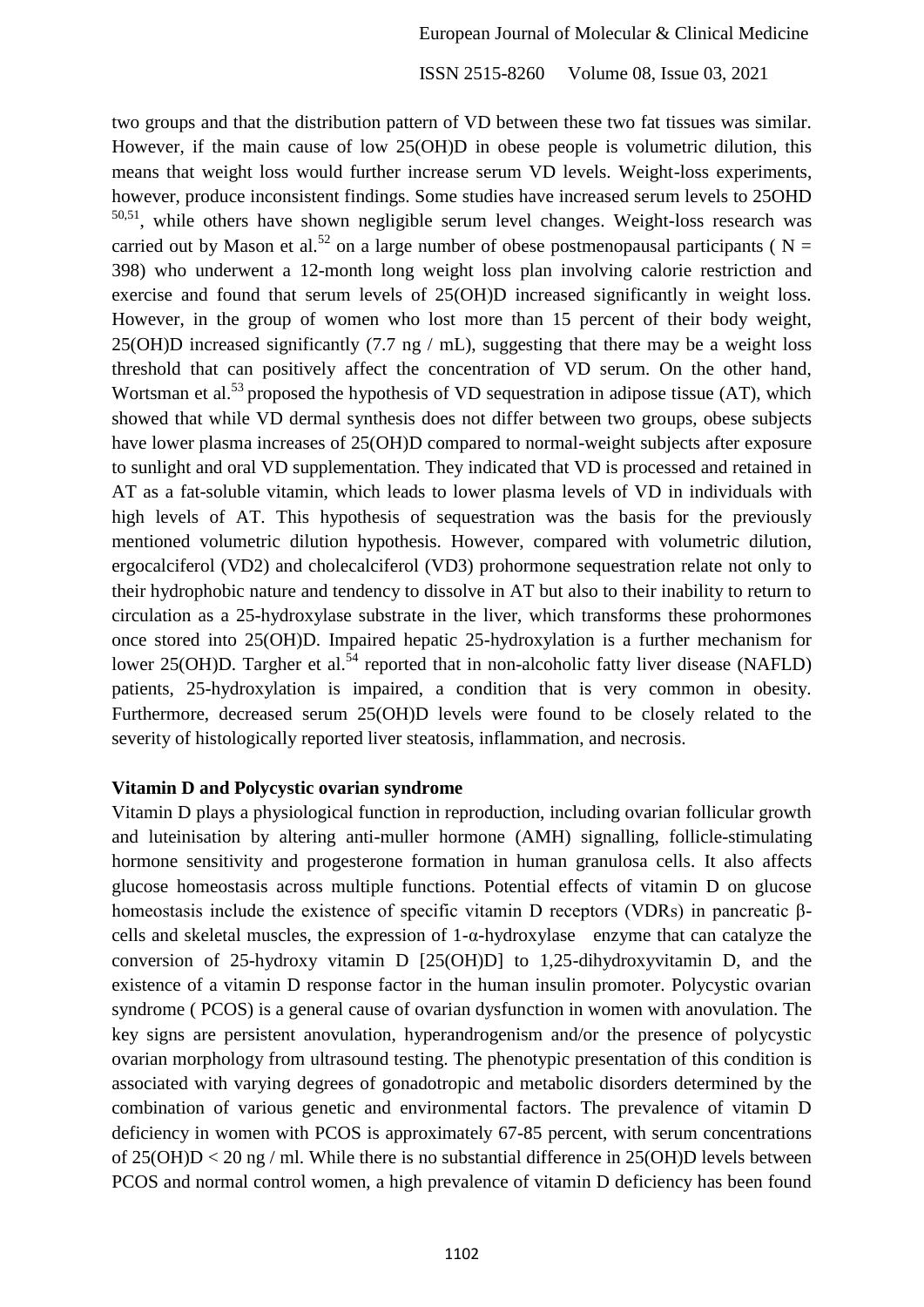two groups and that the distribution pattern of VD between these two fat tissues was similar. However, if the main cause of low 25(OH)D in obese people is volumetric dilution, this means that weight loss would further increase serum VD levels. Weight-loss experiments, however, produce inconsistent findings. Some studies have increased serum levels to 25OHD [50,51], while others have shown negligible serum level changes. Weight-loss research was carried out by Mason et al.[52] on a large number of obese postmenopausal participants ( N = 398) who underwent a 12-month long weight loss plan involving calorie restriction and exercise and found that serum levels of 25(OH)D increased significantly in weight loss. However, in the group of women who lost more than 15 percent of their body weight, 25(OH)D increased significantly (7.7 ng / mL), suggesting that there may be a weight loss threshold that can positively affect the concentration of VD serum. On the other hand, Wortsman et al.[53] proposed the hypothesis of VD sequestration in adipose tissue (AT), which showed that while VD dermal synthesis does not differ between two groups, obese subjects have lower plasma increases of 25(OH)D compared to normal-weight subjects after exposure to sunlight and oral VD supplementation. They indicated that VD is processed and retained in AT as a fat-soluble vitamin, which leads to lower plasma levels of VD in individuals with high levels of AT. This hypothesis of sequestration was the basis for the previously mentioned volumetric dilution hypothesis. However, compared with volumetric dilution, ergocalciferol (VD2) and cholecalciferol (VD3) prohormone sequestration relate not only to their hydrophobic nature and tendency to dissolve in AT but also to their inability to return to circulation as a 25-hydroxylase substrate in the liver, which transforms these prohormones once stored into 25(OH)D. Impaired hepatic 25-hydroxylation is a further mechanism for lower 25(OH)D. Targher et al.[54] reported that in non-alcoholic fatty liver disease (NAFLD) patients, 25-hydroxylation is impaired, a condition that is very common in obesity. Furthermore, decreased serum 25(OH)D levels were found to be closely related to the severity of histologically reported liver steatosis, inflammation, and necrosis.

**Vitamin D and Polycystic ovarian syndrome**

Vitamin D plays a physiological function in reproduction, including ovarian follicular growth and luteinisation by altering anti-muller hormone (AMH) signalling, follicle-stimulating hormone sensitivity and progesterone formation in human granulosa cells. It also affects glucose homeostasis across multiple functions. Potential effects of vitamin D on glucose homeostasis include the existence of specific vitamin D receptors (VDRs) in pancreatic β-cells and skeletal muscles, the expression of 1-α-hydroxylase enzyme that can catalyze the conversion of 25-hydroxy vitamin D [25(OH)D] to 1,25-dihydroxyvitamin D, and the existence of a vitamin D response factor in the human insulin promoter. Polycystic ovarian syndrome ( PCOS) is a general cause of ovarian dysfunction in women with anovulation. The key signs are persistent anovulation, hyperandrogenism and/or the presence of polycystic ovarian morphology from ultrasound testing. The phenotypic presentation of this condition is associated with varying degrees of gonadotropic and metabolic disorders determined by the combination of various genetic and environmental factors. The prevalence of vitamin D deficiency in women with PCOS is approximately 67-85 percent, with serum concentrations of 25(OH)D < 20 ng / ml. While there is no substantial difference in 25(OH)D levels between PCOS and normal control women, a high prevalence of vitamin D deficiency has been found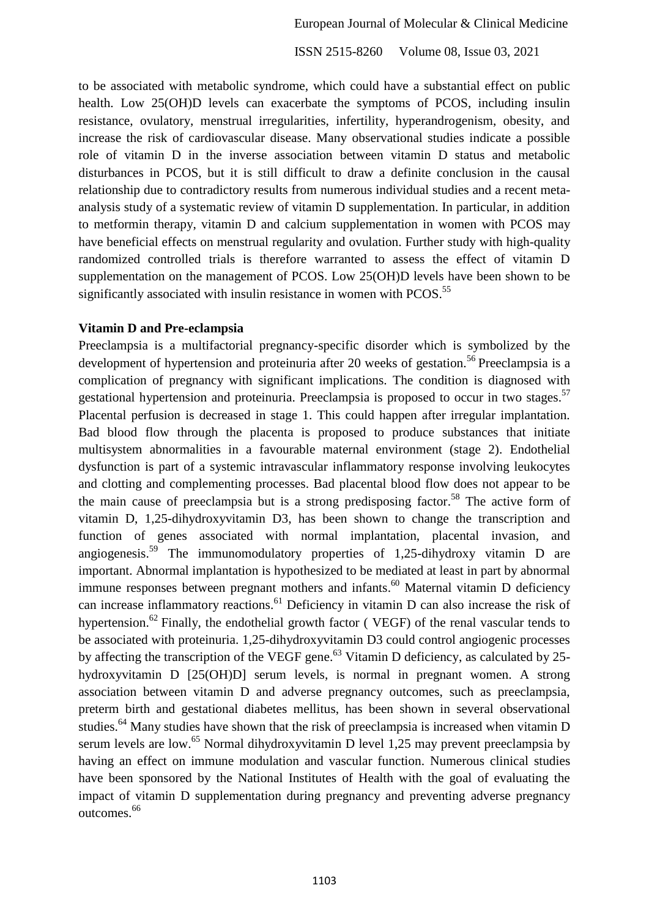to be associated with metabolic syndrome, which could have a substantial effect on public health. Low 25(OH)D levels can exacerbate the symptoms of PCOS, including insulin resistance, ovulatory, menstrual irregularities, infertility, hyperandrogenism, obesity, and increase the risk of cardiovascular disease. Many observational studies indicate a possible role of vitamin D in the inverse association between vitamin D status and metabolic disturbances in PCOS, but it is still difficult to draw a definite conclusion in the causal relationship due to contradictory results from numerous individual studies and a recent meta-analysis study of a systematic review of vitamin D supplementation. In particular, in addition to metformin therapy, vitamin D and calcium supplementation in women with PCOS may have beneficial effects on menstrual regularity and ovulation. Further study with high-quality randomized controlled trials is therefore warranted to assess the effect of vitamin D supplementation on the management of PCOS. Low 25(OH)D levels have been shown to be significantly associated with insulin resistance in women with PCOS.[55]

**Vitamin D and Pre-eclampsia**

Preeclampsia is a multifactorial pregnancy-specific disorder which is symbolized by the development of hypertension and proteinuria after 20 weeks of gestation.[56] Preeclampsia is a complication of pregnancy with significant implications. The condition is diagnosed with gestational hypertension and proteinuria. Preeclampsia is proposed to occur in two stages.[57] Placental perfusion is decreased in stage 1. This could happen after irregular implantation. Bad blood flow through the placenta is proposed to produce substances that initiate multisystem abnormalities in a favourable maternal environment (stage 2). Endothelial dysfunction is part of a systemic intravascular inflammatory response involving leukocytes and clotting and complementing processes. Bad placental blood flow does not appear to be the main cause of preeclampsia but is a strong predisposing factor.[58] The active form of vitamin D, 1,25-dihydroxyvitamin D3, has been shown to change the transcription and function of genes associated with normal implantation, placental invasion, and angiogenesis.[59] The immunomodulatory properties of 1,25-dihydroxy vitamin D are important. Abnormal implantation is hypothesized to be mediated at least in part by abnormal immune responses between pregnant mothers and infants.[60] Maternal vitamin D deficiency can increase inflammatory reactions.[61] Deficiency in vitamin D can also increase the risk of hypertension.[62] Finally, the endothelial growth factor ( VEGF) of the renal vascular tends to be associated with proteinuria. 1,25-dihydroxyvitamin D3 could control angiogenic processes by affecting the transcription of the VEGF gene.[63] Vitamin D deficiency, as calculated by 25-hydroxyvitamin D [25(OH)D] serum levels, is normal in pregnant women. A strong association between vitamin D and adverse pregnancy outcomes, such as preeclampsia, preterm birth and gestational diabetes mellitus, has been shown in several observational studies.[64] Many studies have shown that the risk of preeclampsia is increased when vitamin D serum levels are low.[65] Normal dihydroxyvitamin D level 1,25 may prevent preeclampsia by having an effect on immune modulation and vascular function. Numerous clinical studies have been sponsored by the National Institutes of Health with the goal of evaluating the impact of vitamin D supplementation during pregnancy and preventing adverse pregnancy outcomes.[66]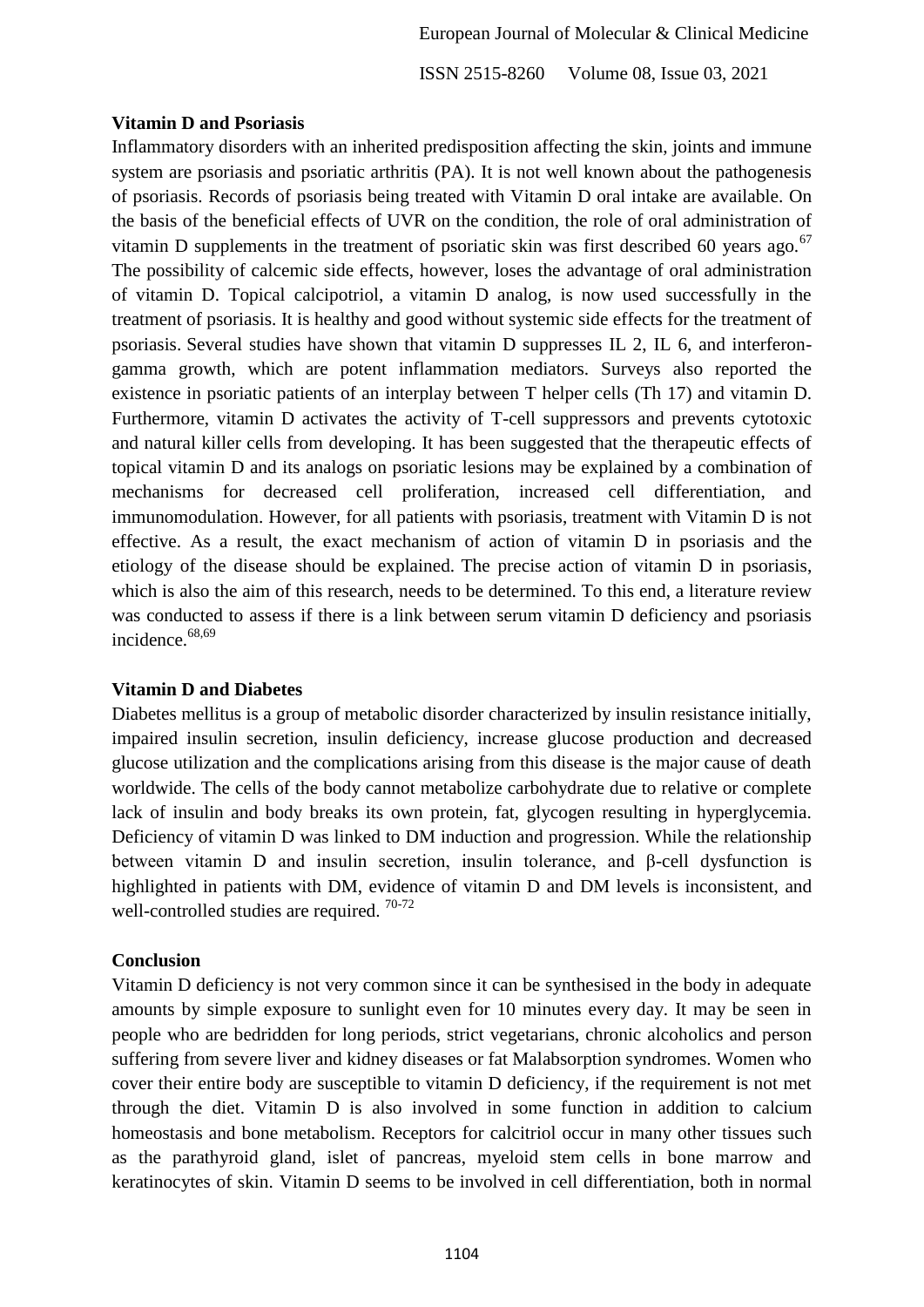**Vitamin D and Psoriasis**

Inflammatory disorders with an inherited predisposition affecting the skin, joints and immune system are psoriasis and psoriatic arthritis (PA). It is not well known about the pathogenesis of psoriasis. Records of psoriasis being treated with Vitamin D oral intake are available. On the basis of the beneficial effects of UVR on the condition, the role of oral administration of vitamin D supplements in the treatment of psoriatic skin was first described 60 years ago.[67] The possibility of calcemic side effects, however, loses the advantage of oral administration of vitamin D. Topical calcipotriol, a vitamin D analog, is now used successfully in the treatment of psoriasis. It is healthy and good without systemic side effects for the treatment of psoriasis. Several studies have shown that vitamin D suppresses IL 2, IL 6, and interferon-gamma growth, which are potent inflammation mediators. Surveys also reported the existence in psoriatic patients of an interplay between T helper cells (Th 17) and vitamin D. Furthermore, vitamin D activates the activity of T-cell suppressors and prevents cytotoxic and natural killer cells from developing. It has been suggested that the therapeutic effects of topical vitamin D and its analogs on psoriatic lesions may be explained by a combination of mechanisms for decreased cell proliferation, increased cell differentiation, and immunomodulation. However, for all patients with psoriasis, treatment with Vitamin D is not effective. As a result, the exact mechanism of action of vitamin D in psoriasis and the etiology of the disease should be explained. The precise action of vitamin D in psoriasis, which is also the aim of this research, needs to be determined. To this end, a literature review was conducted to assess if there is a link between serum vitamin D deficiency and psoriasis incidence.[68,69]

**Vitamin D and Diabetes**

Diabetes mellitus is a group of metabolic disorder characterized by insulin resistance initially, impaired insulin secretion, insulin deficiency, increase glucose production and decreased glucose utilization and the complications arising from this disease is the major cause of death worldwide. The cells of the body cannot metabolize carbohydrate due to relative or complete lack of insulin and body breaks its own protein, fat, glycogen resulting in hyperglycemia. Deficiency of vitamin D was linked to DM induction and progression. While the relationship between vitamin D and insulin secretion, insulin tolerance, and β-cell dysfunction is highlighted in patients with DM, evidence of vitamin D and DM levels is inconsistent, and well-controlled studies are required. [70-72]

**Conclusion**

Vitamin D deficiency is not very common since it can be synthesised in the body in adequate amounts by simple exposure to sunlight even for 10 minutes every day. It may be seen in people who are bedridden for long periods, strict vegetarians, chronic alcoholics and person suffering from severe liver and kidney diseases or fat Malabsorption syndromes. Women who cover their entire body are susceptible to vitamin D deficiency, if the requirement is not met through the diet. Vitamin D is also involved in some function in addition to calcium homeostasis and bone metabolism. Receptors for calcitriol occur in many other tissues such as the parathyroid gland, islet of pancreas, myeloid stem cells in bone marrow and keratinocytes of skin. Vitamin D seems to be involved in cell differentiation, both in normal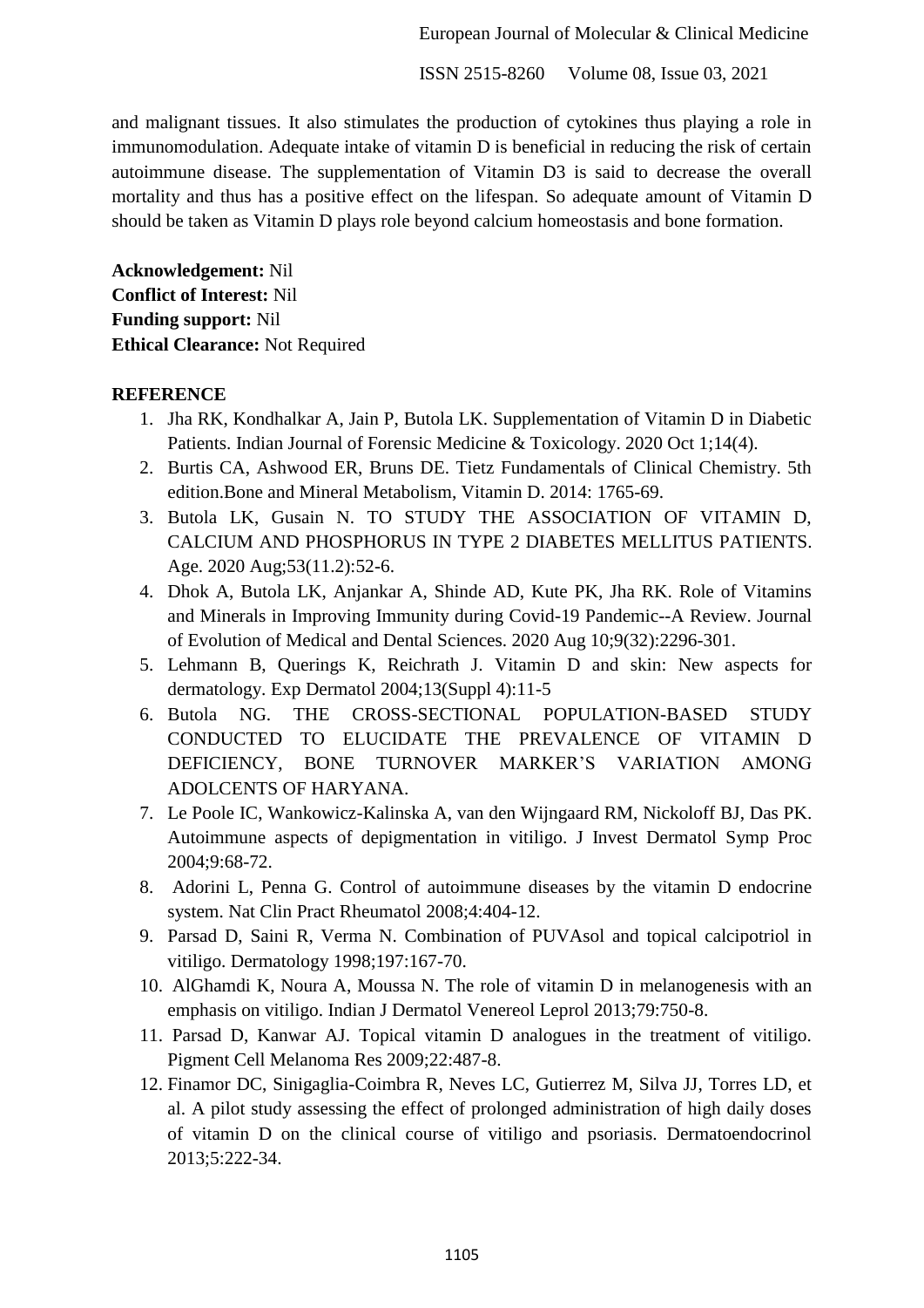and malignant tissues. It also stimulates the production of cytokines thus playing a role in immunomodulation. Adequate intake of vitamin D is beneficial in reducing the risk of certain autoimmune disease. The supplementation of Vitamin D3 is said to decrease the overall mortality and thus has a positive effect on the lifespan. So adequate amount of Vitamin D should be taken as Vitamin D plays role beyond calcium homeostasis and bone formation.

**Acknowledgement:** Nil
**Conflict of Interest:** Nil
**Funding support:** Nil
**Ethical Clearance:** Not Required

## REFERENCE

1. Jha RK, Kondhalkar A, Jain P, Butola LK. Supplementation of Vitamin D in Diabetic Patients. Indian Journal of Forensic Medicine & Toxicology. 2020 Oct 1;14(4).
2. Burtis CA, Ashwood ER, Bruns DE. Tietz Fundamentals of Clinical Chemistry. 5th edition.Bone and Mineral Metabolism, Vitamin D. 2014: 1765-69.
3. Butola LK, Gusain N. TO STUDY THE ASSOCIATION OF VITAMIN D, CALCIUM AND PHOSPHORUS IN TYPE 2 DIABETES MELLITUS PATIENTS. Age. 2020 Aug;53(11.2):52-6.
4. Dhok A, Butola LK, Anjankar A, Shinde AD, Kute PK, Jha RK. Role of Vitamins and Minerals in Improving Immunity during Covid-19 Pandemic--A Review. Journal of Evolution of Medical and Dental Sciences. 2020 Aug 10;9(32):2296-301.
5. Lehmann B, Querings K, Reichrath J. Vitamin D and skin: New aspects for dermatology. Exp Dermatol 2004;13(Suppl 4):11-5
6. Butola NG. THE CROSS-SECTIONAL POPULATION-BASED STUDY CONDUCTED TO ELUCIDATE THE PREVALENCE OF VITAMIN D DEFICIENCY, BONE TURNOVER MARKER'S VARIATION AMONG ADOLCENTS OF HARYANA.
7. Le Poole IC, Wankowicz-Kalinska A, van den Wijngaard RM, Nickoloff BJ, Das PK. Autoimmune aspects of depigmentation in vitiligo. J Invest Dermatol Symp Proc 2004;9:68-72.
8. Adorini L, Penna G. Control of autoimmune diseases by the vitamin D endocrine system. Nat Clin Pract Rheumatol 2008;4:404-12.
9. Parsad D, Saini R, Verma N. Combination of PUVAsol and topical calcipotriol in vitiligo. Dermatology 1998;197:167-70.
10. AlGhamdi K, Noura A, Moussa N. The role of vitamin D in melanogenesis with an emphasis on vitiligo. Indian J Dermatol Venereol Leprol 2013;79:750-8.
11. Parsad D, Kanwar AJ. Topical vitamin D analogues in the treatment of vitiligo. Pigment Cell Melanoma Res 2009;22:487-8.
12. Finamor DC, Sinigaglia-Coimbra R, Neves LC, Gutierrez M, Silva JJ, Torres LD, et al. A pilot study assessing the effect of prolonged administration of high daily doses of vitamin D on the clinical course of vitiligo and psoriasis. Dermatoendocrinol 2013;5:222-34.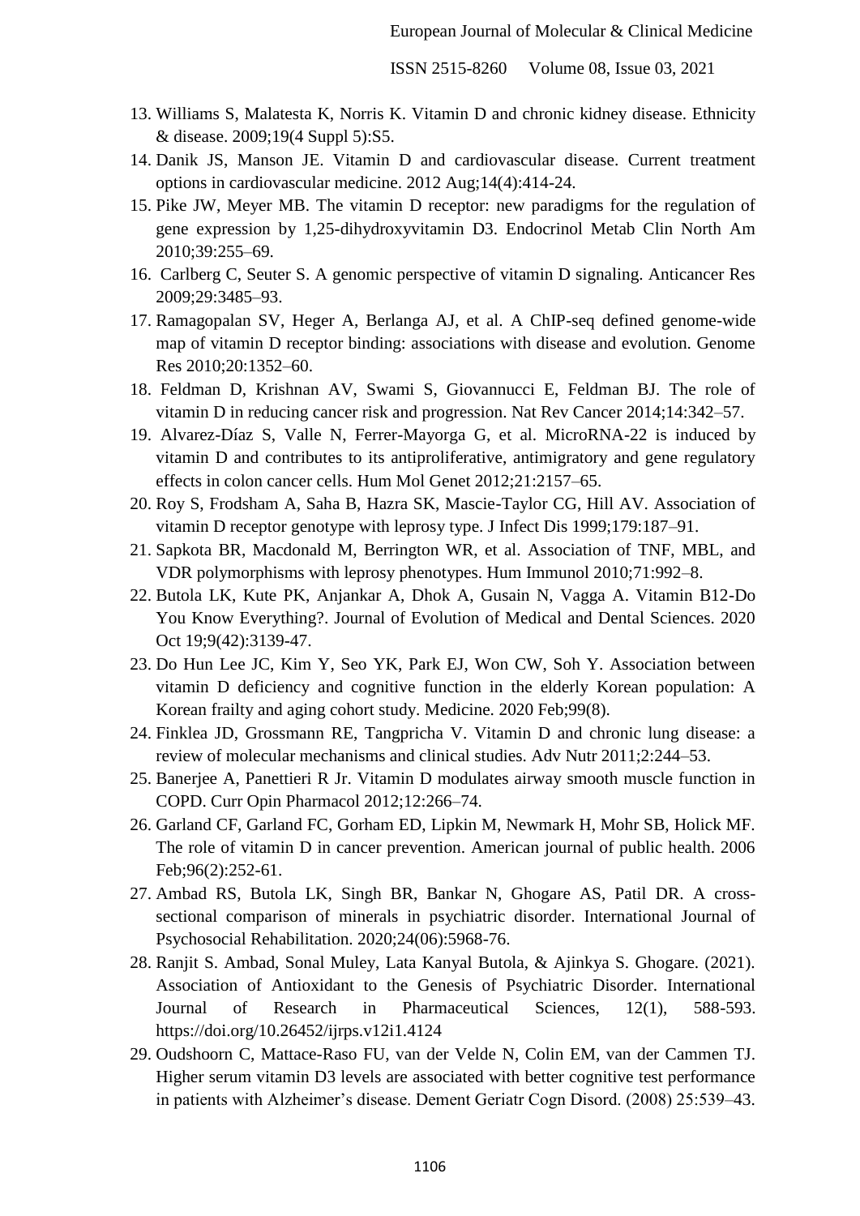13. Williams S, Malatesta K, Norris K. Vitamin D and chronic kidney disease. Ethnicity & disease. 2009;19(4 Suppl 5):S5.
14. Danik JS, Manson JE. Vitamin D and cardiovascular disease. Current treatment options in cardiovascular medicine. 2012 Aug;14(4):414-24.
15. Pike JW, Meyer MB. The vitamin D receptor: new paradigms for the regulation of gene expression by 1,25-dihydroxyvitamin D3. Endocrinol Metab Clin North Am 2010;39:255–69.
16. Carlberg C, Seuter S. A genomic perspective of vitamin D signaling. Anticancer Res 2009;29:3485–93.
17. Ramagopalan SV, Heger A, Berlanga AJ, et al. A ChIP-seq defined genome-wide map of vitamin D receptor binding: associations with disease and evolution. Genome Res 2010;20:1352–60.
18. Feldman D, Krishnan AV, Swami S, Giovannucci E, Feldman BJ. The role of vitamin D in reducing cancer risk and progression. Nat Rev Cancer 2014;14:342–57.
19. Alvarez-Díaz S, Valle N, Ferrer-Mayorga G, et al. MicroRNA-22 is induced by vitamin D and contributes to its antiproliferative, antimigratory and gene regulatory effects in colon cancer cells. Hum Mol Genet 2012;21:2157–65.
20. Roy S, Frodsham A, Saha B, Hazra SK, Mascie-Taylor CG, Hill AV. Association of vitamin D receptor genotype with leprosy type. J Infect Dis 1999;179:187–91.
21. Sapkota BR, Macdonald M, Berrington WR, et al. Association of TNF, MBL, and VDR polymorphisms with leprosy phenotypes. Hum Immunol 2010;71:992–8.
22. Butola LK, Kute PK, Anjankar A, Dhok A, Gusain N, Vagga A. Vitamin B12-Do You Know Everything?. Journal of Evolution of Medical and Dental Sciences. 2020 Oct 19;9(42):3139-47.
23. Do Hun Lee JC, Kim Y, Seo YK, Park EJ, Won CW, Soh Y. Association between vitamin D deficiency and cognitive function in the elderly Korean population: A Korean frailty and aging cohort study. Medicine. 2020 Feb;99(8).
24. Finklea JD, Grossmann RE, Tangpricha V. Vitamin D and chronic lung disease: a review of molecular mechanisms and clinical studies. Adv Nutr 2011;2:244–53.
25. Banerjee A, Panettieri R Jr. Vitamin D modulates airway smooth muscle function in COPD. Curr Opin Pharmacol 2012;12:266–74.
26. Garland CF, Garland FC, Gorham ED, Lipkin M, Newmark H, Mohr SB, Holick MF. The role of vitamin D in cancer prevention. American journal of public health. 2006 Feb;96(2):252-61.
27. Ambad RS, Butola LK, Singh BR, Bankar N, Ghogare AS, Patil DR. A cross-sectional comparison of minerals in psychiatric disorder. International Journal of Psychosocial Rehabilitation. 2020;24(06):5968-76.
28. Ranjit S. Ambad, Sonal Muley, Lata Kanyal Butola, & Ajinkya S. Ghogare. (2021). Association of Antioxidant to the Genesis of Psychiatric Disorder. International Journal of Research in Pharmaceutical Sciences, 12(1), 588-593. https://doi.org/10.26452/ijrps.v12i1.4124
29. Oudshoorn C, Mattace-Raso FU, van der Velde N, Colin EM, van der Cammen TJ. Higher serum vitamin D3 levels are associated with better cognitive test performance in patients with Alzheimer's disease. Dement Geriatr Cogn Disord. (2008) 25:539–43.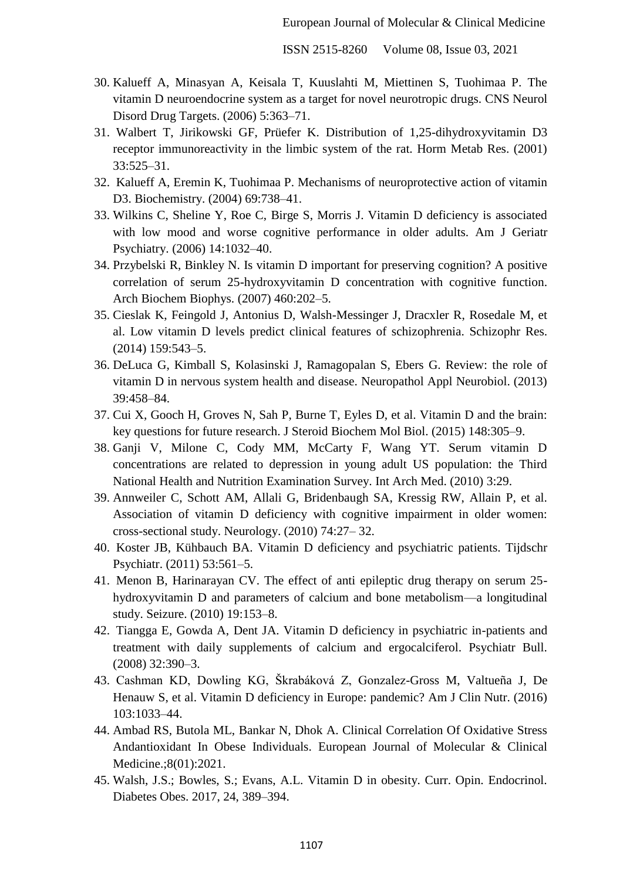30. Kalueff A, Minasyan A, Keisala T, Kuuslahti M, Miettinen S, Tuohimaa P. The vitamin D neuroendocrine system as a target for novel neurotropic drugs. CNS Neurol Disord Drug Targets. (2006) 5:363–71.
31. Walbert T, Jirikowski GF, Prüefer K. Distribution of 1,25-dihydroxyvitamin D3 receptor immunoreactivity in the limbic system of the rat. Horm Metab Res. (2001) 33:525–31.
32. Kalueff A, Eremin K, Tuohimaa P. Mechanisms of neuroprotective action of vitamin D3. Biochemistry. (2004) 69:738–41.
33. Wilkins C, Sheline Y, Roe C, Birge S, Morris J. Vitamin D deficiency is associated with low mood and worse cognitive performance in older adults. Am J Geriatr Psychiatry. (2006) 14:1032–40.
34. Przybelski R, Binkley N. Is vitamin D important for preserving cognition? A positive correlation of serum 25-hydroxyvitamin D concentration with cognitive function. Arch Biochem Biophys. (2007) 460:202–5.
35. Cieslak K, Feingold J, Antonius D, Walsh-Messinger J, Dracxler R, Rosedale M, et al. Low vitamin D levels predict clinical features of schizophrenia. Schizophr Res. (2014) 159:543–5.
36. DeLuca G, Kimball S, Kolasinski J, Ramagopalan S, Ebers G. Review: the role of vitamin D in nervous system health and disease. Neuropathol Appl Neurobiol. (2013) 39:458–84.
37. Cui X, Gooch H, Groves N, Sah P, Burne T, Eyles D, et al. Vitamin D and the brain: key questions for future research. J Steroid Biochem Mol Biol. (2015) 148:305–9.
38. Ganji V, Milone C, Cody MM, McCarty F, Wang YT. Serum vitamin D concentrations are related to depression in young adult US population: the Third National Health and Nutrition Examination Survey. Int Arch Med. (2010) 3:29.
39. Annweiler C, Schott AM, Allali G, Bridenbaugh SA, Kressig RW, Allain P, et al. Association of vitamin D deficiency with cognitive impairment in older women: cross-sectional study. Neurology. (2010) 74:27– 32.
40. Koster JB, Kühbauch BA. Vitamin D deficiency and psychiatric patients. Tijdschr Psychiatr. (2011) 53:561–5.
41. Menon B, Harinarayan CV. The effect of anti epileptic drug therapy on serum 25-hydroxyvitamin D and parameters of calcium and bone metabolism—a longitudinal study. Seizure. (2010) 19:153–8.
42. Tiangga E, Gowda A, Dent JA. Vitamin D deficiency in psychiatric in-patients and treatment with daily supplements of calcium and ergocalciferol. Psychiatr Bull. (2008) 32:390–3.
43. Cashman KD, Dowling KG, Škrabáková Z, Gonzalez-Gross M, Valtueña J, De Henauw S, et al. Vitamin D deficiency in Europe: pandemic? Am J Clin Nutr. (2016) 103:1033–44.
44. Ambad RS, Butola ML, Bankar N, Dhok A. Clinical Correlation Of Oxidative Stress Andantioxidant In Obese Individuals. European Journal of Molecular & Clinical Medicine.;8(01):2021.
45. Walsh, J.S.; Bowles, S.; Evans, A.L. Vitamin D in obesity. Curr. Opin. Endocrinol. Diabetes Obes. 2017, 24, 389–394.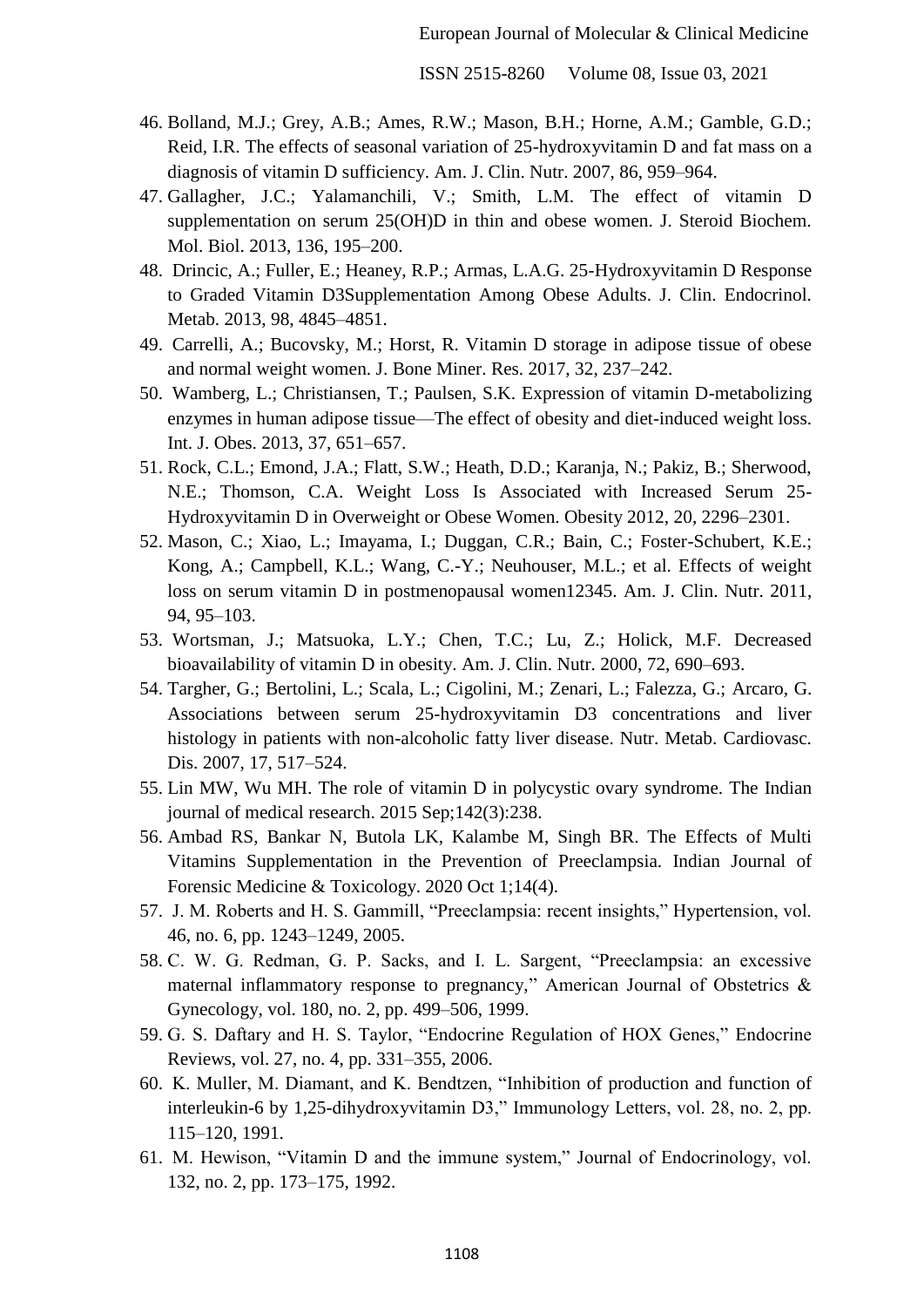46. Bolland, M.J.; Grey, A.B.; Ames, R.W.; Mason, B.H.; Horne, A.M.; Gamble, G.D.; Reid, I.R. The effects of seasonal variation of 25-hydroxyvitamin D and fat mass on a diagnosis of vitamin D sufficiency. Am. J. Clin. Nutr. 2007, 86, 959–964.
47. Gallagher, J.C.; Yalamanchili, V.; Smith, L.M. The effect of vitamin D supplementation on serum 25(OH)D in thin and obese women. J. Steroid Biochem. Mol. Biol. 2013, 136, 195–200.
48. Drincic, A.; Fuller, E.; Heaney, R.P.; Armas, L.A.G. 25-Hydroxyvitamin D Response to Graded Vitamin D3Supplementation Among Obese Adults. J. Clin. Endocrinol. Metab. 2013, 98, 4845–4851.
49. Carrelli, A.; Bucovsky, M.; Horst, R. Vitamin D storage in adipose tissue of obese and normal weight women. J. Bone Miner. Res. 2017, 32, 237–242.
50. Wamberg, L.; Christiansen, T.; Paulsen, S.K. Expression of vitamin D-metabolizing enzymes in human adipose tissue—The effect of obesity and diet-induced weight loss. Int. J. Obes. 2013, 37, 651–657.
51. Rock, C.L.; Emond, J.A.; Flatt, S.W.; Heath, D.D.; Karanja, N.; Pakiz, B.; Sherwood, N.E.; Thomson, C.A. Weight Loss Is Associated with Increased Serum 25-Hydroxyvitamin D in Overweight or Obese Women. Obesity 2012, 20, 2296–2301.
52. Mason, C.; Xiao, L.; Imayama, I.; Duggan, C.R.; Bain, C.; Foster-Schubert, K.E.; Kong, A.; Campbell, K.L.; Wang, C.-Y.; Neuhouser, M.L.; et al. Effects of weight loss on serum vitamin D in postmenopausal women12345. Am. J. Clin. Nutr. 2011, 94, 95–103.
53. Wortsman, J.; Matsuoka, L.Y.; Chen, T.C.; Lu, Z.; Holick, M.F. Decreased bioavailability of vitamin D in obesity. Am. J. Clin. Nutr. 2000, 72, 690–693.
54. Targher, G.; Bertolini, L.; Scala, L.; Cigolini, M.; Zenari, L.; Falezza, G.; Arcaro, G. Associations between serum 25-hydroxyvitamin D3 concentrations and liver histology in patients with non-alcoholic fatty liver disease. Nutr. Metab. Cardiovasc. Dis. 2007, 17, 517–524.
55. Lin MW, Wu MH. The role of vitamin D in polycystic ovary syndrome. The Indian journal of medical research. 2015 Sep;142(3):238.
56. Ambad RS, Bankar N, Butola LK, Kalambe M, Singh BR. The Effects of Multi Vitamins Supplementation in the Prevention of Preeclampsia. Indian Journal of Forensic Medicine & Toxicology. 2020 Oct 1;14(4).
57. J. M. Roberts and H. S. Gammill, "Preeclampsia: recent insights," Hypertension, vol. 46, no. 6, pp. 1243–1249, 2005.
58. C. W. G. Redman, G. P. Sacks, and I. L. Sargent, "Preeclampsia: an excessive maternal inflammatory response to pregnancy," American Journal of Obstetrics & Gynecology, vol. 180, no. 2, pp. 499–506, 1999.
59. G. S. Daftary and H. S. Taylor, "Endocrine Regulation of HOX Genes," Endocrine Reviews, vol. 27, no. 4, pp. 331–355, 2006.
60. K. Muller, M. Diamant, and K. Bendtzen, "Inhibition of production and function of interleukin-6 by 1,25-dihydroxyvitamin D3," Immunology Letters, vol. 28, no. 2, pp. 115–120, 1991.
61. M. Hewison, "Vitamin D and the immune system," Journal of Endocrinology, vol. 132, no. 2, pp. 173–175, 1992.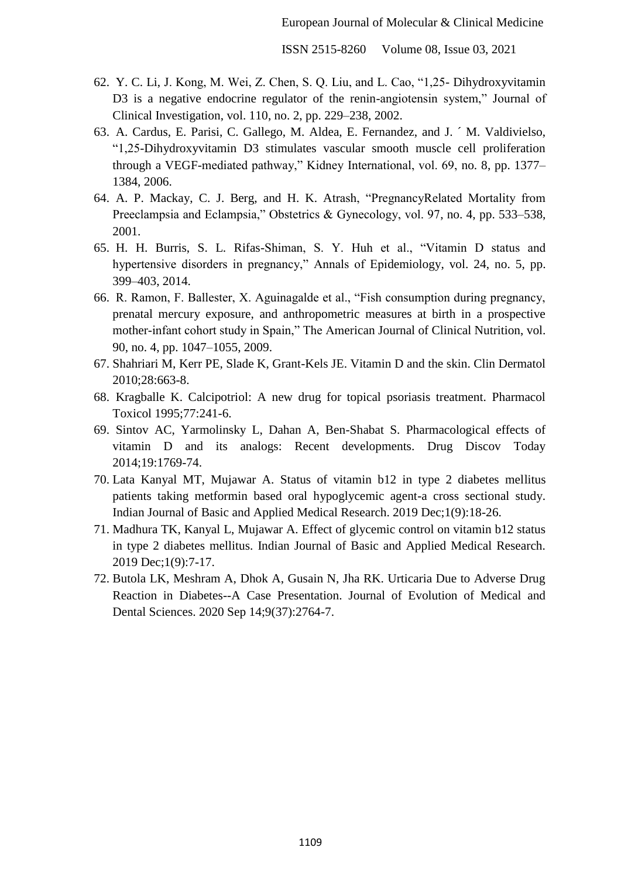62. Y. C. Li, J. Kong, M. Wei, Z. Chen, S. Q. Liu, and L. Cao, “1,25- Dihydroxyvitamin D3 is a negative endocrine regulator of the renin-angiotensin system,” Journal of Clinical Investigation, vol. 110, no. 2, pp. 229–238, 2002.
63. A. Cardus, E. Parisi, C. Gallego, M. Aldea, E. Fernandez, and J. ´ M. Valdivielso, “1,25-Dihydroxyvitamin D3 stimulates vascular smooth muscle cell proliferation through a VEGF-mediated pathway,” Kidney International, vol. 69, no. 8, pp. 1377–1384, 2006.
64. A. P. Mackay, C. J. Berg, and H. K. Atrash, “PregnancyRelated Mortality from Preeclampsia and Eclampsia,” Obstetrics & Gynecology, vol. 97, no. 4, pp. 533–538, 2001.
65. H. H. Burris, S. L. Rifas-Shiman, S. Y. Huh et al., “Vitamin D status and hypertensive disorders in pregnancy,” Annals of Epidemiology, vol. 24, no. 5, pp. 399–403, 2014.
66. R. Ramon, F. Ballester, X. Aguinagalde et al., “Fish consumption during pregnancy, prenatal mercury exposure, and anthropometric measures at birth in a prospective mother-infant cohort study in Spain,” The American Journal of Clinical Nutrition, vol. 90, no. 4, pp. 1047–1055, 2009.
67. Shahriari M, Kerr PE, Slade K, Grant-Kels JE. Vitamin D and the skin. Clin Dermatol 2010;28:663-8.
68. Kragballe K. Calcipotriol: A new drug for topical psoriasis treatment. Pharmacol Toxicol 1995;77:241-6.
69. Sintov AC, Yarmolinsky L, Dahan A, Ben-Shabat S. Pharmacological effects of vitamin D and its analogs: Recent developments. Drug Discov Today 2014;19:1769-74.
70. Lata Kanyal MT, Mujawar A. Status of vitamin b12 in type 2 diabetes mellitus patients taking metformin based oral hypoglycemic agent-a cross sectional study. Indian Journal of Basic and Applied Medical Research. 2019 Dec;1(9):18-26.
71. Madhura TK, Kanyal L, Mujawar A. Effect of glycemic control on vitamin b12 status in type 2 diabetes mellitus. Indian Journal of Basic and Applied Medical Research. 2019 Dec;1(9):7-17.
72. Butola LK, Meshram A, Dhok A, Gusain N, Jha RK. Urticaria Due to Adverse Drug Reaction in Diabetes--A Case Presentation. Journal of Evolution of Medical and Dental Sciences. 2020 Sep 14;9(37):2764-7.